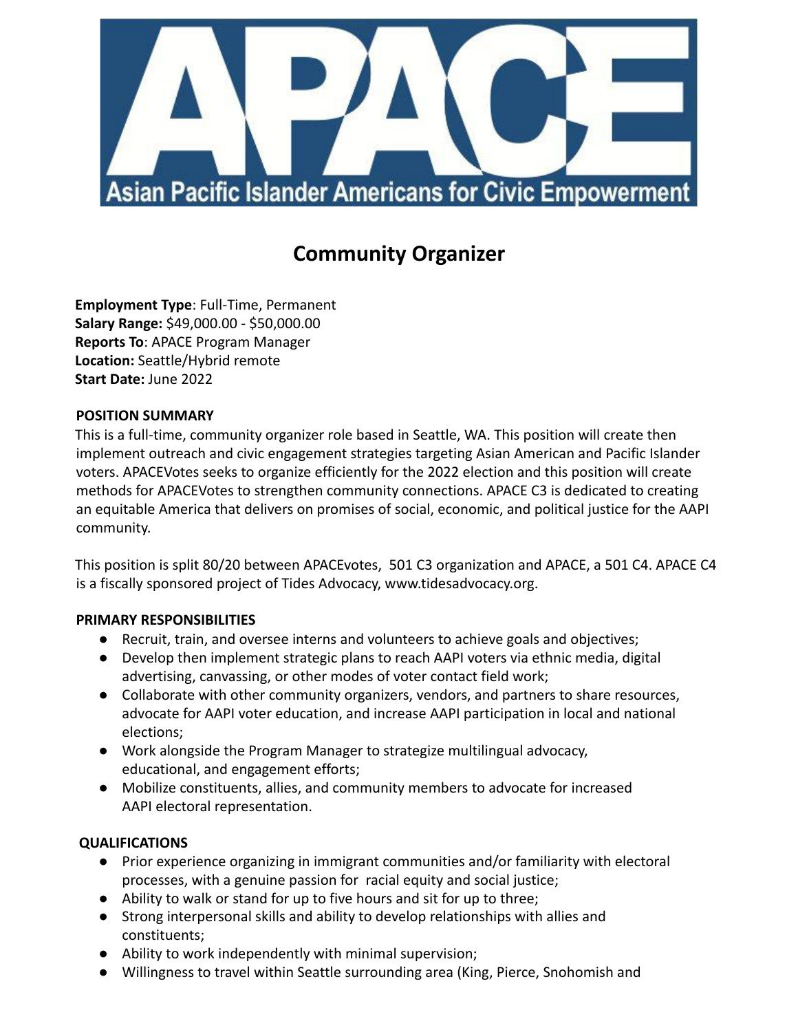# APACE

Asian Pacific Islander Americans for Civic Empowerment

## Community Organizer

**Employment Type**: Full-Time, Permanent
**Salary Range:** $49,000.00 - $50,000.00
**Reports To**: APACE Program Manager
**Location:** Seattle/Hybrid remote
**Start Date:** June 2022

### POSITION SUMMARY

This is a full-time, community organizer role based in Seattle, WA. This position will create then implement outreach and civic engagement strategies targeting Asian American and Pacific Islander voters. APACEVotes seeks to organize efficiently for the 2022 election and this position will create methods for APACEVotes to strengthen community connections. APACE C3 is dedicated to creating an equitable America that delivers on promises of social, economic, and political justice for the AAPI community.

This position is split 80/20 between APACEvotes, 501 C3 organization and APACE, a 501 C4. APACE C4 is a fiscally sponsored project of Tides Advocacy, www.tidesadvocacy.org.

### PRIMARY RESPONSIBILITIES

- Recruit, train, and oversee interns and volunteers to achieve goals and objectives;
- Develop then implement strategic plans to reach AAPI voters via ethnic media, digital advertising, canvassing, or other modes of voter contact field work;
- Collaborate with other community organizers, vendors, and partners to share resources, advocate for AAPI voter education, and increase AAPI participation in local and national elections;
- Work alongside the Program Manager to strategize multilingual advocacy, educational, and engagement efforts;
- Mobilize constituents, allies, and community members to advocate for increased AAPI electoral representation.

### QUALIFICATIONS

- Prior experience organizing in immigrant communities and/or familiarity with electoral processes, with a genuine passion for racial equity and social justice;
- Ability to walk or stand for up to five hours and sit for up to three;
- Strong interpersonal skills and ability to develop relationships with allies and constituents;
- Ability to work independently with minimal supervision;
- Willingness to travel within Seattle surrounding area (King, Pierce, Snohomish and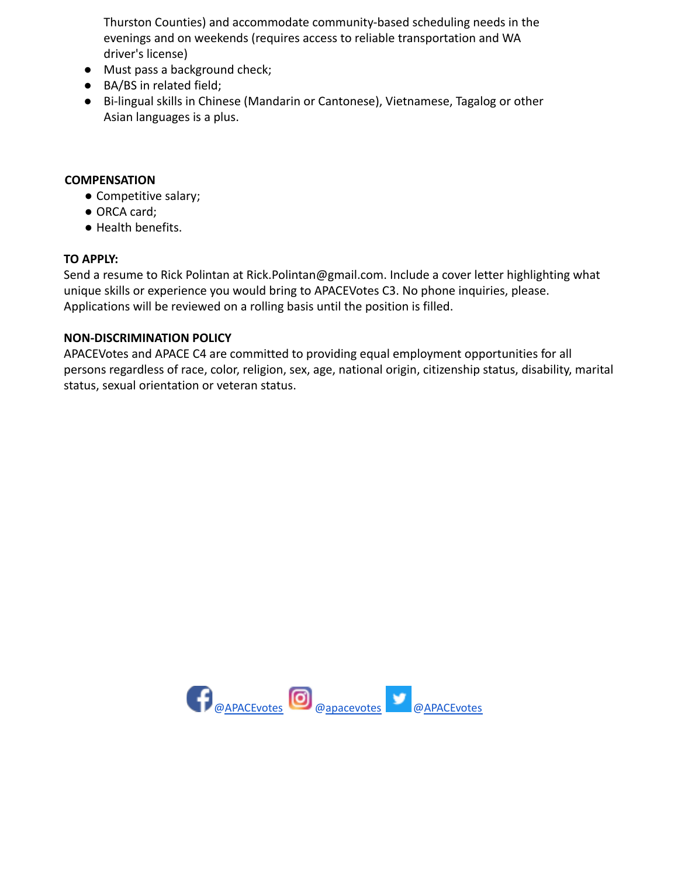Thurston Counties) and accommodate community-based scheduling needs in the evenings and on weekends (requires access to reliable transportation and WA driver's license)

- Must pass a background check;
- BA/BS in related field;
- Bi-lingual skills in Chinese (Mandarin or Cantonese), Vietnamese, Tagalog or other Asian languages is a plus.

**COMPENSATION**

- Competitive salary;
- ORCA card;
- Health benefits.

**TO APPLY:**

Send a resume to Rick Polintan at Rick.Polintan@gmail.com. Include a cover letter highlighting what unique skills or experience you would bring to APACEVotes C3. No phone inquiries, please. Applications will be reviewed on a rolling basis until the position is filled.

**NON-DISCRIMINATION POLICY**

APACEVotes and APACE C4 are committed to providing equal employment opportunities for all persons regardless of race, color, religion, sex, age, national origin, citizenship status, disability, marital status, sexual orientation or veteran status.

@APACEvotes @apacevotes @APACEvotes